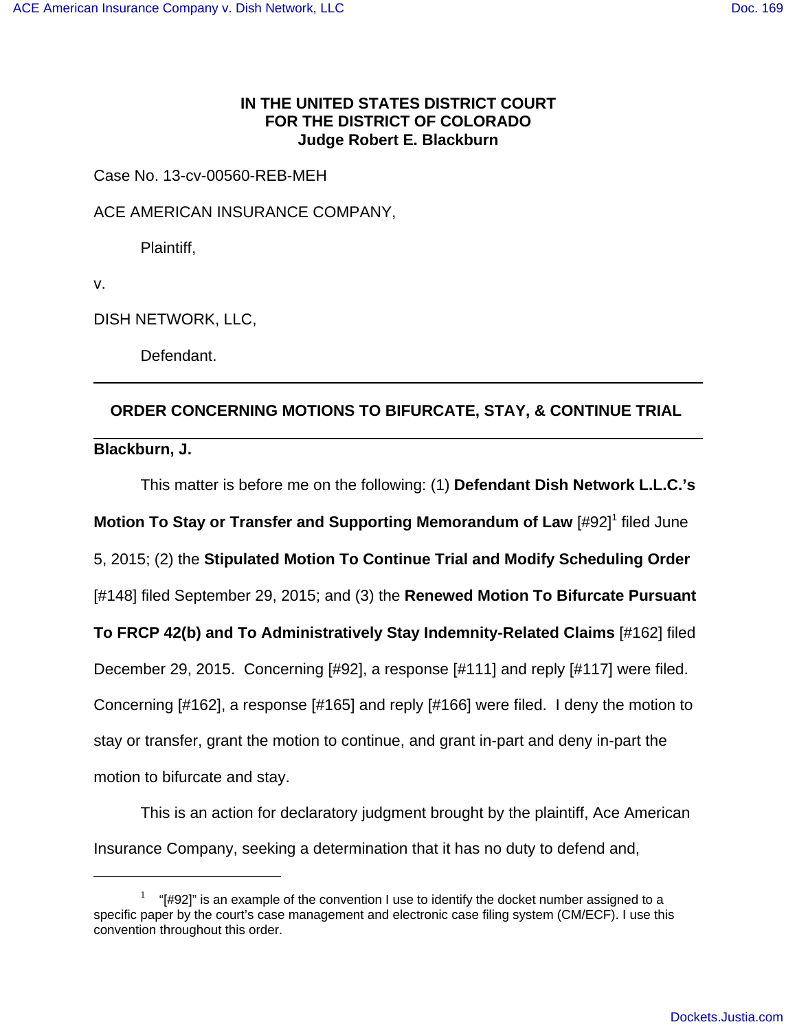**IN THE UNITED STATES DISTRICT COURT**
**FOR THE DISTRICT OF COLORADO**
**Judge Robert E. Blackburn**

Case No. 13-cv-00560-REB-MEH

ACE AMERICAN INSURANCE COMPANY,

Plaintiff,

v.

DISH NETWORK, LLC,

Defendant.

---

**ORDER CONCERNING MOTIONS TO BIFURCATE, STAY, & CONTINUE TRIAL**

---

**Blackburn, J.**

This matter is before me on the following: (1) **Defendant Dish Network L.L.C.'s Motion To Stay or Transfer and Supporting Memorandum of Law** [#92][1] filed June 5, 2015; (2) the **Stipulated Motion To Continue Trial and Modify Scheduling Order** [#148] filed September 29, 2015; and (3) the **Renewed Motion To Bifurcate Pursuant To FRCP 42(b) and To Administratively Stay Indemnity-Related Claims** [#162] filed December 29, 2015. Concerning [#92], a response [#111] and reply [#117] were filed. Concerning [#162], a response [#165] and reply [#166] were filed. I deny the motion to stay or transfer, grant the motion to continue, and grant in-part and deny in-part the motion to bifurcate and stay.

This is an action for declaratory judgment brought by the plaintiff, Ace American Insurance Company, seeking a determination that it has no duty to defend and,

---

[1] "[#92]" is an example of the convention I use to identify the docket number assigned to a specific paper by the court's case management and electronic case filing system (CM/ECF). I use this convention throughout this order.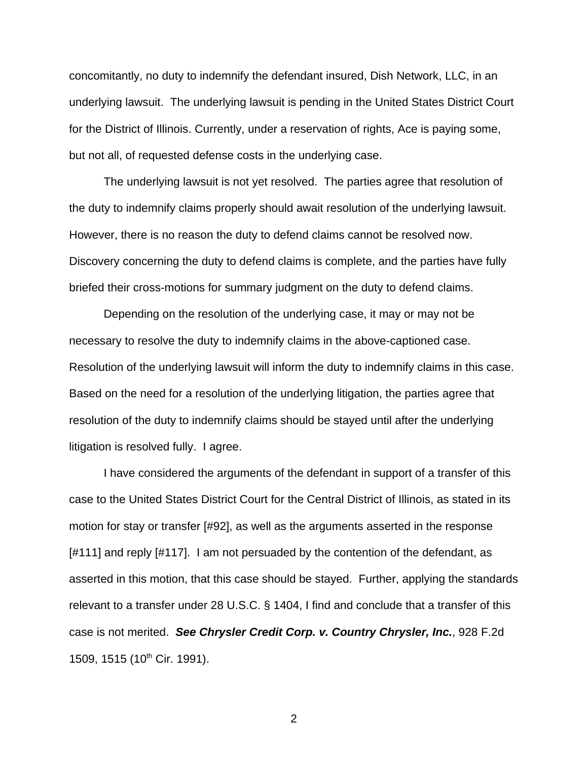concomitantly, no duty to indemnify the defendant insured, Dish Network, LLC, in an underlying lawsuit. The underlying lawsuit is pending in the United States District Court for the District of Illinois. Currently, under a reservation of rights, Ace is paying some, but not all, of requested defense costs in the underlying case.

The underlying lawsuit is not yet resolved. The parties agree that resolution of the duty to indemnify claims properly should await resolution of the underlying lawsuit. However, there is no reason the duty to defend claims cannot be resolved now. Discovery concerning the duty to defend claims is complete, and the parties have fully briefed their cross-motions for summary judgment on the duty to defend claims.

Depending on the resolution of the underlying case, it may or may not be necessary to resolve the duty to indemnify claims in the above-captioned case. Resolution of the underlying lawsuit will inform the duty to indemnify claims in this case. Based on the need for a resolution of the underlying litigation, the parties agree that resolution of the duty to indemnify claims should be stayed until after the underlying litigation is resolved fully. I agree.

I have considered the arguments of the defendant in support of a transfer of this case to the United States District Court for the Central District of Illinois, as stated in its motion for stay or transfer [#92], as well as the arguments asserted in the response [#111] and reply [#117]. I am not persuaded by the contention of the defendant, as asserted in this motion, that this case should be stayed. Further, applying the standards relevant to a transfer under 28 U.S.C. § 1404, I find and conclude that a transfer of this case is not merited. ***See Chrysler Credit Corp. v. Country Chrysler, Inc.***, 928 F.2d 1509, 1515 (10th Cir. 1991).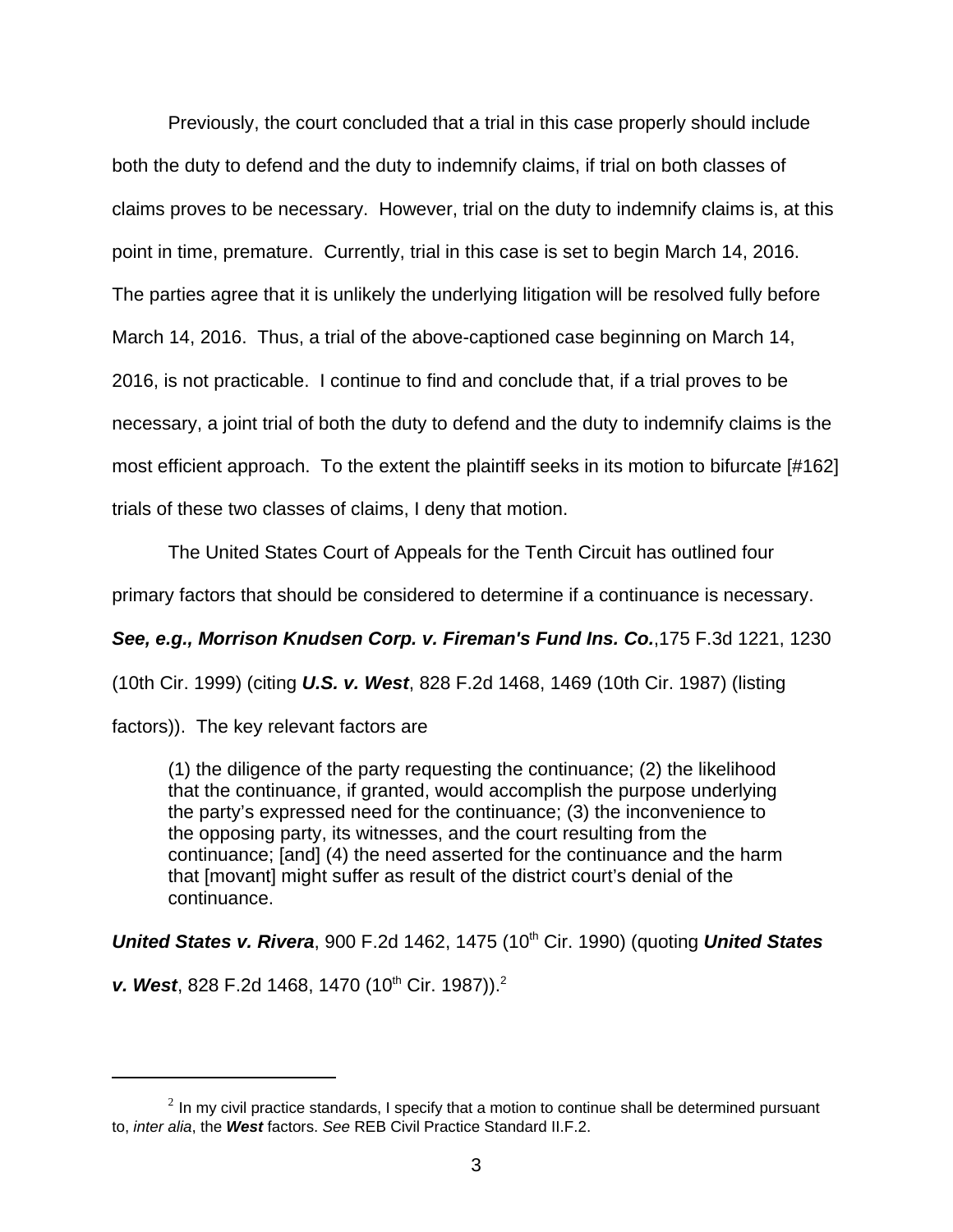Previously, the court concluded that a trial in this case properly should include both the duty to defend and the duty to indemnify claims, if trial on both classes of claims proves to be necessary. However, trial on the duty to indemnify claims is, at this point in time, premature. Currently, trial in this case is set to begin March 14, 2016. The parties agree that it is unlikely the underlying litigation will be resolved fully before March 14, 2016. Thus, a trial of the above-captioned case beginning on March 14, 2016, is not practicable. I continue to find and conclude that, if a trial proves to be necessary, a joint trial of both the duty to defend and the duty to indemnify claims is the most efficient approach. To the extent the plaintiff seeks in its motion to bifurcate [#162] trials of these two classes of claims, I deny that motion.

The United States Court of Appeals for the Tenth Circuit has outlined four primary factors that should be considered to determine if a continuance is necessary. ***See, e.g., Morrison Knudsen Corp. v. Fireman's Fund Ins. Co.***,175 F.3d 1221, 1230 (10th Cir. 1999) (citing ***U.S. v. West***, 828 F.2d 1468, 1469 (10th Cir. 1987) (listing factors)). The key relevant factors are

> (1) the diligence of the party requesting the continuance; (2) the likelihood that the continuance, if granted, would accomplish the purpose underlying the party's expressed need for the continuance; (3) the inconvenience to the opposing party, its witnesses, and the court resulting from the continuance; [and] (4) the need asserted for the continuance and the harm that [movant] might suffer as result of the district court's denial of the continuance.

***United States v. Rivera***, 900 F.2d 1462, 1475 (10th Cir. 1990) (quoting ***United States v. West***, 828 F.2d 1468, 1470 (10th Cir. 1987)).[2]

---

[2] In my civil practice standards, I specify that a motion to continue shall be determined pursuant to, *inter alia*, the ***West*** factors. *See* REB Civil Practice Standard II.F.2.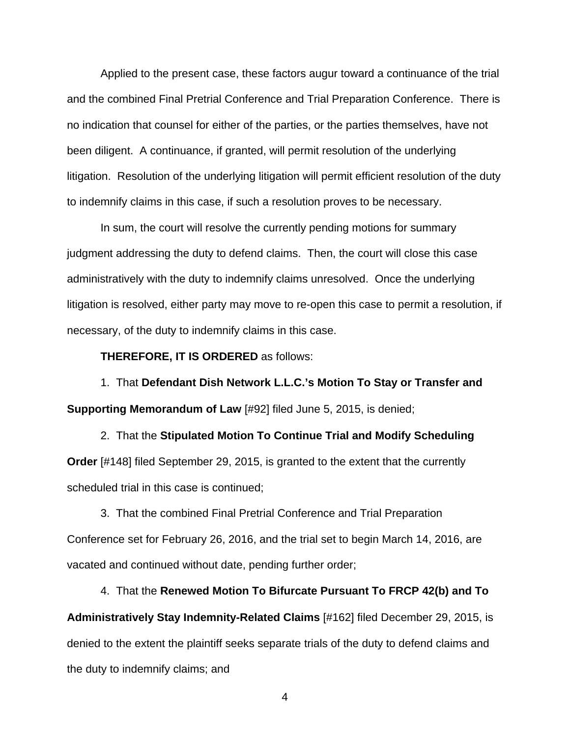Applied to the present case, these factors augur toward a continuance of the trial and the combined Final Pretrial Conference and Trial Preparation Conference. There is no indication that counsel for either of the parties, or the parties themselves, have not been diligent. A continuance, if granted, will permit resolution of the underlying litigation. Resolution of the underlying litigation will permit efficient resolution of the duty to indemnify claims in this case, if such a resolution proves to be necessary.

In sum, the court will resolve the currently pending motions for summary judgment addressing the duty to defend claims. Then, the court will close this case administratively with the duty to indemnify claims unresolved. Once the underlying litigation is resolved, either party may move to re-open this case to permit a resolution, if necessary, of the duty to indemnify claims in this case.

**THEREFORE, IT IS ORDERED** as follows:

1. That **Defendant Dish Network L.L.C.'s Motion To Stay or Transfer and Supporting Memorandum of Law** [#92] filed June 5, 2015, is denied;

2. That the **Stipulated Motion To Continue Trial and Modify Scheduling Order** [#148] filed September 29, 2015, is granted to the extent that the currently scheduled trial in this case is continued;

3. That the combined Final Pretrial Conference and Trial Preparation Conference set for February 26, 2016, and the trial set to begin March 14, 2016, are vacated and continued without date, pending further order;

4. That the **Renewed Motion To Bifurcate Pursuant To FRCP 42(b) and To Administratively Stay Indemnity-Related Claims** [#162] filed December 29, 2015, is denied to the extent the plaintiff seeks separate trials of the duty to defend claims and the duty to indemnify claims; and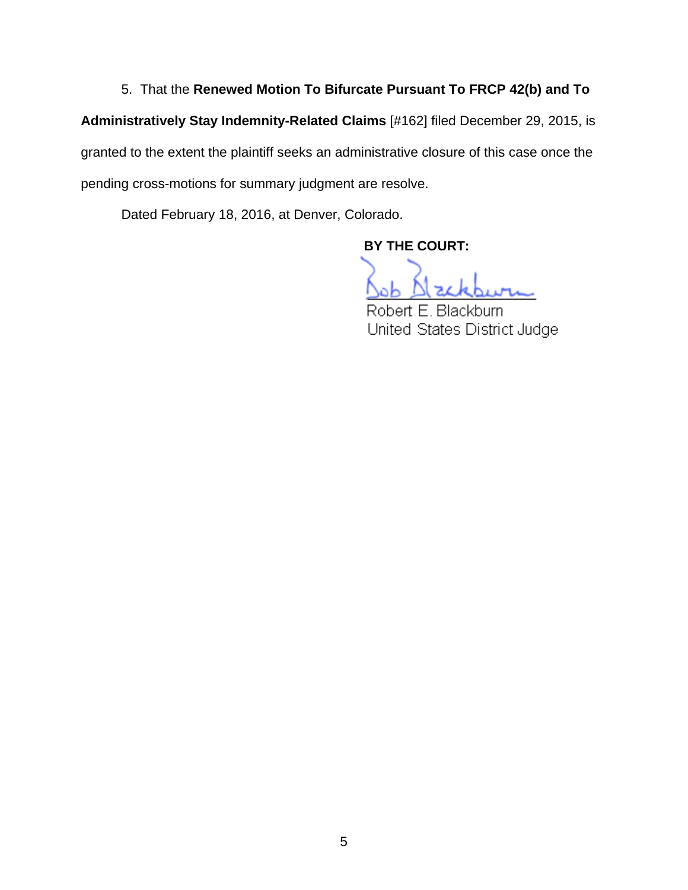5. That the **Renewed Motion To Bifurcate Pursuant To FRCP 42(b) and To Administratively Stay Indemnity-Related Claims** [#162] filed December 29, 2015, is granted to the extent the plaintiff seeks an administrative closure of this case once the pending cross-motions for summary judgment are resolve.

Dated February 18, 2016, at Denver, Colorado.

**BY THE COURT:**

Robert E. Blackburn
United States District Judge